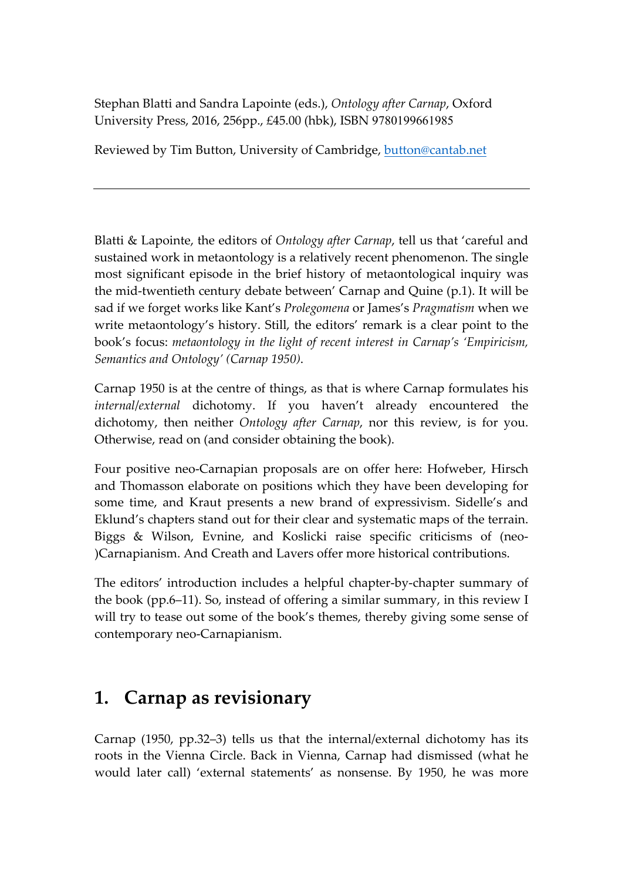Stephan Blatti and Sandra Lapointe (eds.), *Ontology after Carnap*, Oxford University Press, 2016, 256pp., £45.00 (hbk), ISBN 9780199661985

Reviewed by Tim Button, University of Cambridge, button@cantab.net

---

Blatti & Lapointe, the editors of *Ontology after Carnap*, tell us that 'careful and sustained work in metaontology is a relatively recent phenomenon. The single most significant episode in the brief history of metaontological inquiry was the mid-twentieth century debate between' Carnap and Quine (p.1). It will be sad if we forget works like Kant's *Prolegomena* or James's *Pragmatism* when we write metaontology's history. Still, the editors' remark is a clear point to the book's focus: *metaontology in the light of recent interest in Carnap's 'Empiricism, Semantics and Ontology' (Carnap 1950)*.

Carnap 1950 is at the centre of things, as that is where Carnap formulates his *internal/external* dichotomy. If you haven't already encountered the dichotomy, then neither *Ontology after Carnap*, nor this review, is for you. Otherwise, read on (and consider obtaining the book).

Four positive neo-Carnapian proposals are on offer here: Hofweber, Hirsch and Thomasson elaborate on positions which they have been developing for some time, and Kraut presents a new brand of expressivism. Sidelle's and Eklund's chapters stand out for their clear and systematic maps of the terrain. Biggs & Wilson, Evnine, and Koslicki raise specific criticisms of (neo-)Carnapianism. And Creath and Lavers offer more historical contributions.

The editors' introduction includes a helpful chapter-by-chapter summary of the book (pp.6–11). So, instead of offering a similar summary, in this review I will try to tease out some of the book's themes, thereby giving some sense of contemporary neo-Carnapianism.

## 1. Carnap as revisionary

Carnap (1950, pp.32–3) tells us that the internal/external dichotomy has its roots in the Vienna Circle. Back in Vienna, Carnap had dismissed (what he would later call) 'external statements' as nonsense. By 1950, he was more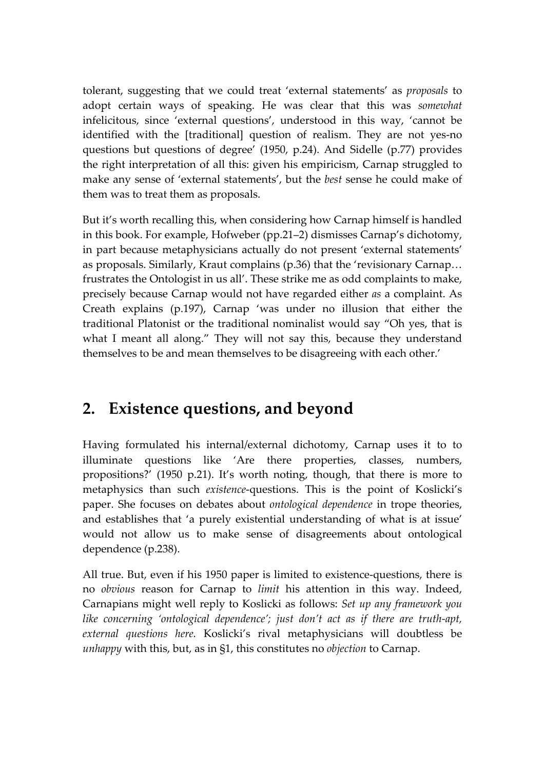tolerant, suggesting that we could treat 'external statements' as *proposals* to adopt certain ways of speaking. He was clear that this was *somewhat* infelicitous, since 'external questions', understood in this way, 'cannot be identified with the [traditional] question of realism. They are not yes-no questions but questions of degree' (1950, p.24). And Sidelle (p.77) provides the right interpretation of all this: given his empiricism, Carnap struggled to make any sense of 'external statements', but the *best* sense he could make of them was to treat them as proposals.

But it's worth recalling this, when considering how Carnap himself is handled in this book. For example, Hofweber (pp.21–2) dismisses Carnap's dichotomy, in part because metaphysicians actually do not present 'external statements' as proposals. Similarly, Kraut complains (p.36) that the 'revisionary Carnap… frustrates the Ontologist in us all'. These strike me as odd complaints to make, precisely because Carnap would not have regarded either *as* a complaint. As Creath explains (p.197), Carnap 'was under no illusion that either the traditional Platonist or the traditional nominalist would say "Oh yes, that is what I meant all along." They will not say this, because they understand themselves to be and mean themselves to be disagreeing with each other.'

## 2. Existence questions, and beyond

Having formulated his internal/external dichotomy, Carnap uses it to to illuminate questions like 'Are there properties, classes, numbers, propositions?' (1950 p.21). It's worth noting, though, that there is more to metaphysics than such *existence*-questions. This is the point of Koslicki's paper. She focuses on debates about *ontological dependence* in trope theories, and establishes that 'a purely existential understanding of what is at issue' would not allow us to make sense of disagreements about ontological dependence (p.238).

All true. But, even if his 1950 paper is limited to existence-questions, there is no *obvious* reason for Carnap to *limit* his attention in this way. Indeed, Carnapians might well reply to Koslicki as follows: *Set up any framework you like concerning 'ontological dependence'; just don't act as if there are truth-apt, external questions here.* Koslicki's rival metaphysicians will doubtless be *unhappy* with this, but, as in §1, this constitutes no *objection* to Carnap.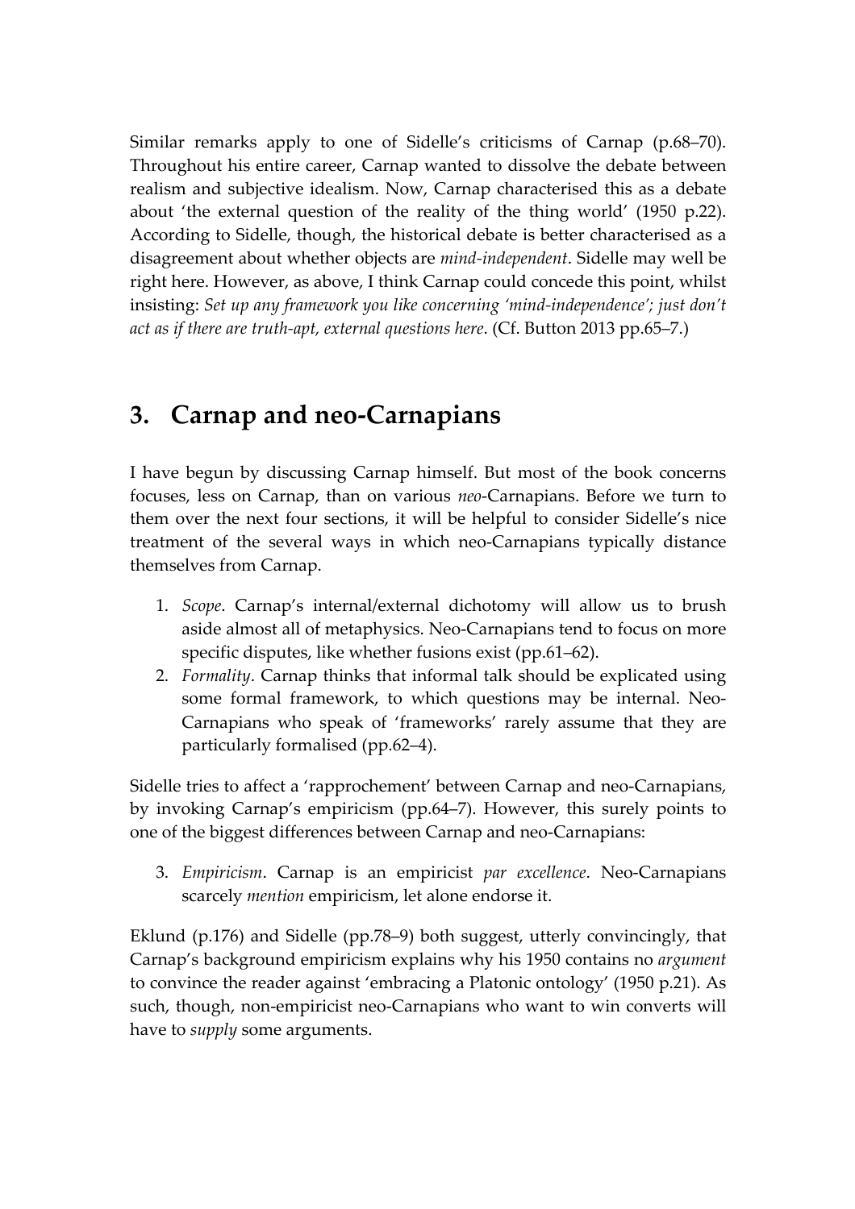Similar remarks apply to one of Sidelle's criticisms of Carnap (p.68–70). Throughout his entire career, Carnap wanted to dissolve the debate between realism and subjective idealism. Now, Carnap characterised this as a debate about 'the external question of the reality of the thing world' (1950 p.22). According to Sidelle, though, the historical debate is better characterised as a disagreement about whether objects are *mind-independent*. Sidelle may well be right here. However, as above, I think Carnap could concede this point, whilst insisting: *Set up any framework you like concerning 'mind-independence'; just don't act as if there are truth-apt, external questions here*. (Cf. Button 2013 pp.65–7.)

## 3. Carnap and neo-Carnapians

I have begun by discussing Carnap himself. But most of the book concerns focuses, less on Carnap, than on various *neo*-Carnapians. Before we turn to them over the next four sections, it will be helpful to consider Sidelle's nice treatment of the several ways in which neo-Carnapians typically distance themselves from Carnap.

1. *Scope*. Carnap's internal/external dichotomy will allow us to brush aside almost all of metaphysics. Neo-Carnapians tend to focus on more specific disputes, like whether fusions exist (pp.61–62).
2. *Formality*. Carnap thinks that informal talk should be explicated using some formal framework, to which questions may be internal. Neo-Carnapians who speak of 'frameworks' rarely assume that they are particularly formalised (pp.62–4).

Sidelle tries to affect a 'rapprochement' between Carnap and neo-Carnapians, by invoking Carnap's empiricism (pp.64–7). However, this surely points to one of the biggest differences between Carnap and neo-Carnapians:

3. *Empiricism*. Carnap is an empiricist *par excellence*. Neo-Carnapians scarcely *mention* empiricism, let alone endorse it.

Eklund (p.176) and Sidelle (pp.78–9) both suggest, utterly convincingly, that Carnap's background empiricism explains why his 1950 contains no *argument* to convince the reader against 'embracing a Platonic ontology' (1950 p.21). As such, though, non-empiricist neo-Carnapians who want to win converts will have to *supply* some arguments.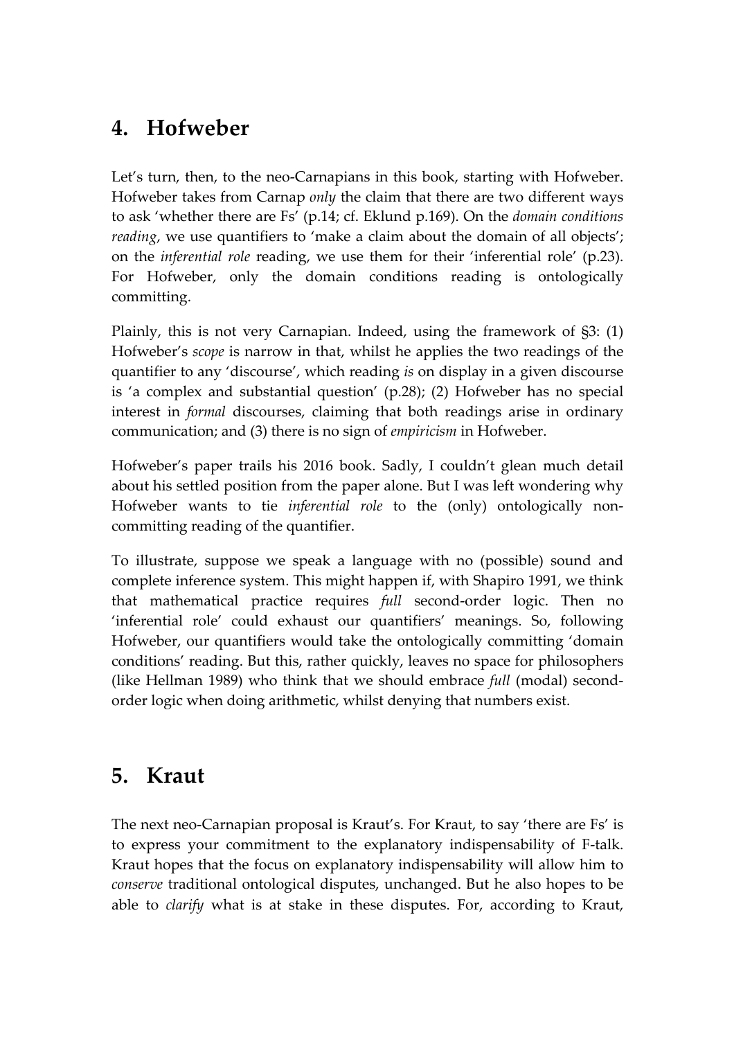## 4. Hofweber

Let's turn, then, to the neo-Carnapians in this book, starting with Hofweber. Hofweber takes from Carnap *only* the claim that there are two different ways to ask 'whether there are Fs' (p.14; cf. Eklund p.169). On the *domain conditions reading*, we use quantifiers to 'make a claim about the domain of all objects'; on the *inferential role* reading, we use them for their 'inferential role' (p.23). For Hofweber, only the domain conditions reading is ontologically committing.

Plainly, this is not very Carnapian. Indeed, using the framework of §3: (1) Hofweber's *scope* is narrow in that, whilst he applies the two readings of the quantifier to any 'discourse', which reading *is* on display in a given discourse is 'a complex and substantial question' (p.28); (2) Hofweber has no special interest in *formal* discourses, claiming that both readings arise in ordinary communication; and (3) there is no sign of *empiricism* in Hofweber.

Hofweber's paper trails his 2016 book. Sadly, I couldn't glean much detail about his settled position from the paper alone. But I was left wondering why Hofweber wants to tie *inferential role* to the (only) ontologically non-committing reading of the quantifier.

To illustrate, suppose we speak a language with no (possible) sound and complete inference system. This might happen if, with Shapiro 1991, we think that mathematical practice requires *full* second-order logic. Then no 'inferential role' could exhaust our quantifiers' meanings. So, following Hofweber, our quantifiers would take the ontologically committing 'domain conditions' reading. But this, rather quickly, leaves no space for philosophers (like Hellman 1989) who think that we should embrace *full* (modal) second-order logic when doing arithmetic, whilst denying that numbers exist.

## 5. Kraut

The next neo-Carnapian proposal is Kraut's. For Kraut, to say 'there are Fs' is to express your commitment to the explanatory indispensability of F-talk. Kraut hopes that the focus on explanatory indispensability will allow him to *conserve* traditional ontological disputes, unchanged. But he also hopes to be able to *clarify* what is at stake in these disputes. For, according to Kraut,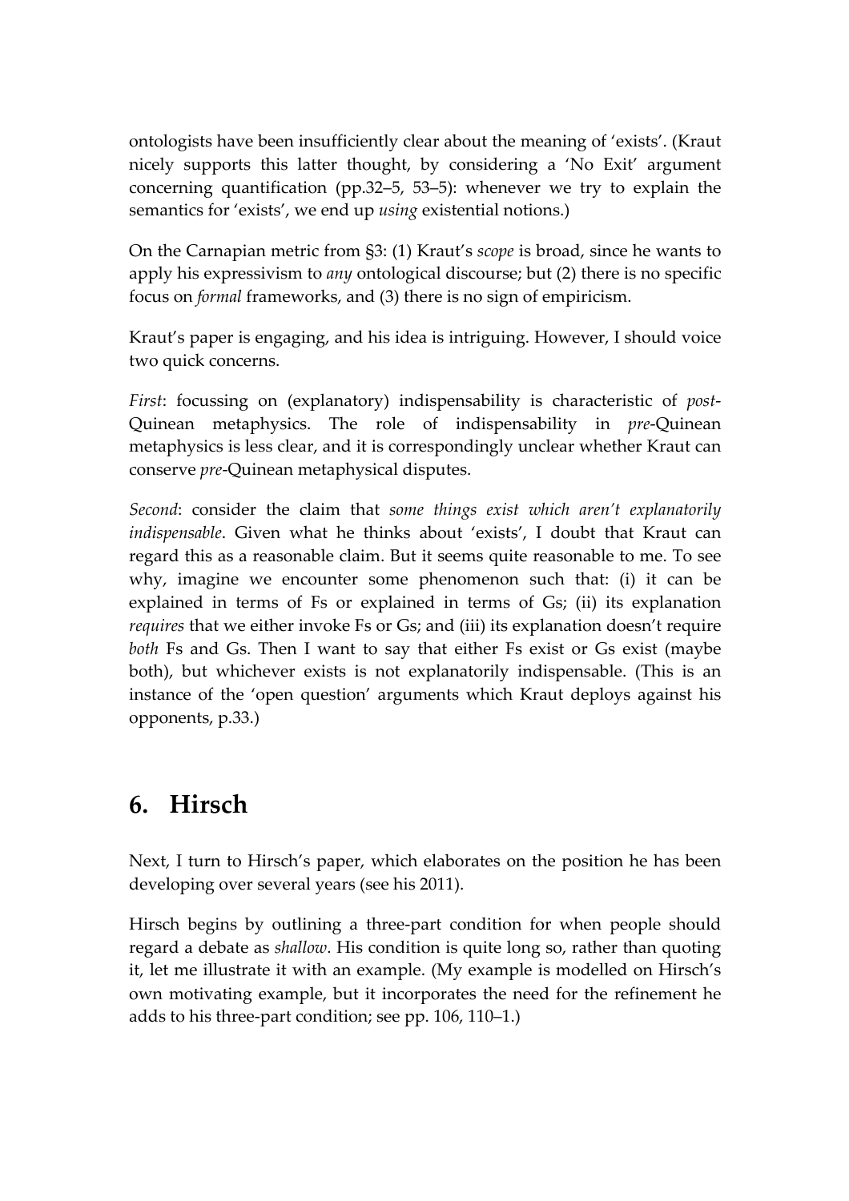ontologists have been insufficiently clear about the meaning of 'exists'. (Kraut nicely supports this latter thought, by considering a 'No Exit' argument concerning quantification (pp.32–5, 53–5): whenever we try to explain the semantics for 'exists', we end up *using* existential notions.)

On the Carnapian metric from §3: (1) Kraut's *scope* is broad, since he wants to apply his expressivism to *any* ontological discourse; but (2) there is no specific focus on *formal* frameworks, and (3) there is no sign of empiricism.

Kraut's paper is engaging, and his idea is intriguing. However, I should voice two quick concerns.

*First*: focussing on (explanatory) indispensability is characteristic of *post*-Quinean metaphysics. The role of indispensability in *pre*-Quinean metaphysics is less clear, and it is correspondingly unclear whether Kraut can conserve *pre*-Quinean metaphysical disputes.

*Second*: consider the claim that *some things exist which aren't explanatorily indispensable*. Given what he thinks about 'exists', I doubt that Kraut can regard this as a reasonable claim. But it seems quite reasonable to me. To see why, imagine we encounter some phenomenon such that: (i) it can be explained in terms of Fs or explained in terms of Gs; (ii) its explanation *requires* that we either invoke Fs or Gs; and (iii) its explanation doesn't require *both* Fs and Gs. Then I want to say that either Fs exist or Gs exist (maybe both), but whichever exists is not explanatorily indispensable. (This is an instance of the 'open question' arguments which Kraut deploys against his opponents, p.33.)

## 6. Hirsch

Next, I turn to Hirsch's paper, which elaborates on the position he has been developing over several years (see his 2011).

Hirsch begins by outlining a three-part condition for when people should regard a debate as *shallow*. His condition is quite long so, rather than quoting it, let me illustrate it with an example. (My example is modelled on Hirsch's own motivating example, but it incorporates the need for the refinement he adds to his three-part condition; see pp. 106, 110–1.)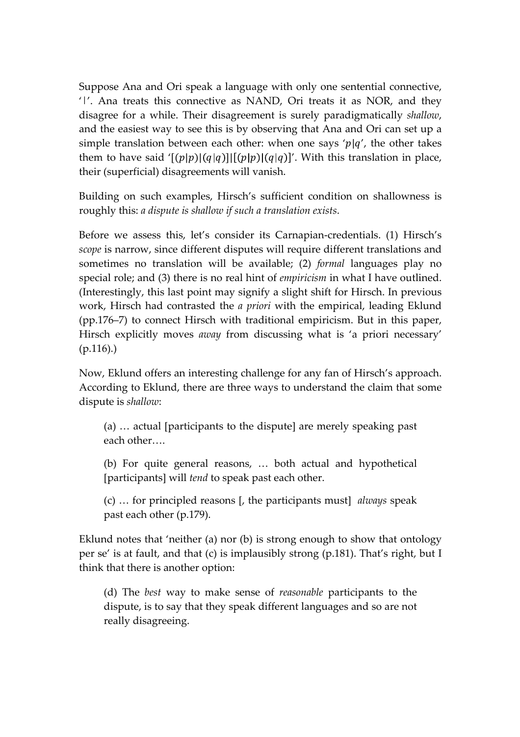Suppose Ana and Ori speak a language with only one sentential connective, '|'. Ana treats this connective as NAND, Ori treats it as NOR, and they disagree for a while. Their disagreement is surely paradigmatically *shallow*, and the easiest way to see this is by observing that Ana and Ori can set up a simple translation between each other: when one says '$p|q$', the other takes them to have said '$[(p|p)|(q|q)]|[(p|p)|(q|q)]$'. With this translation in place, their (superficial) disagreements will vanish.

Building on such examples, Hirsch's sufficient condition on shallowness is roughly this: *a dispute is shallow if such a translation exists*.

Before we assess this, let's consider its Carnapian-credentials. (1) Hirsch's *scope* is narrow, since different disputes will require different translations and sometimes no translation will be available; (2) *formal* languages play no special role; and (3) there is no real hint of *empiricism* in what I have outlined. (Interestingly, this last point may signify a slight shift for Hirsch. In previous work, Hirsch had contrasted the *a priori* with the empirical, leading Eklund (pp.176–7) to connect Hirsch with traditional empiricism. But in this paper, Hirsch explicitly moves *away* from discussing what is 'a priori necessary' (p.116).)

Now, Eklund offers an interesting challenge for any fan of Hirsch's approach. According to Eklund, there are three ways to understand the claim that some dispute is *shallow*:

> (a) … actual [participants to the dispute] are merely speaking past each other….
>
> (b) For quite general reasons, … both actual and hypothetical [participants] will *tend* to speak past each other.
>
> (c) … for principled reasons [, the participants must] *always* speak past each other (p.179).

Eklund notes that 'neither (a) nor (b) is strong enough to show that ontology per se' is at fault, and that (c) is implausibly strong (p.181). That's right, but I think that there is another option:

> (d) The *best* way to make sense of *reasonable* participants to the dispute, is to say that they speak different languages and so are not really disagreeing.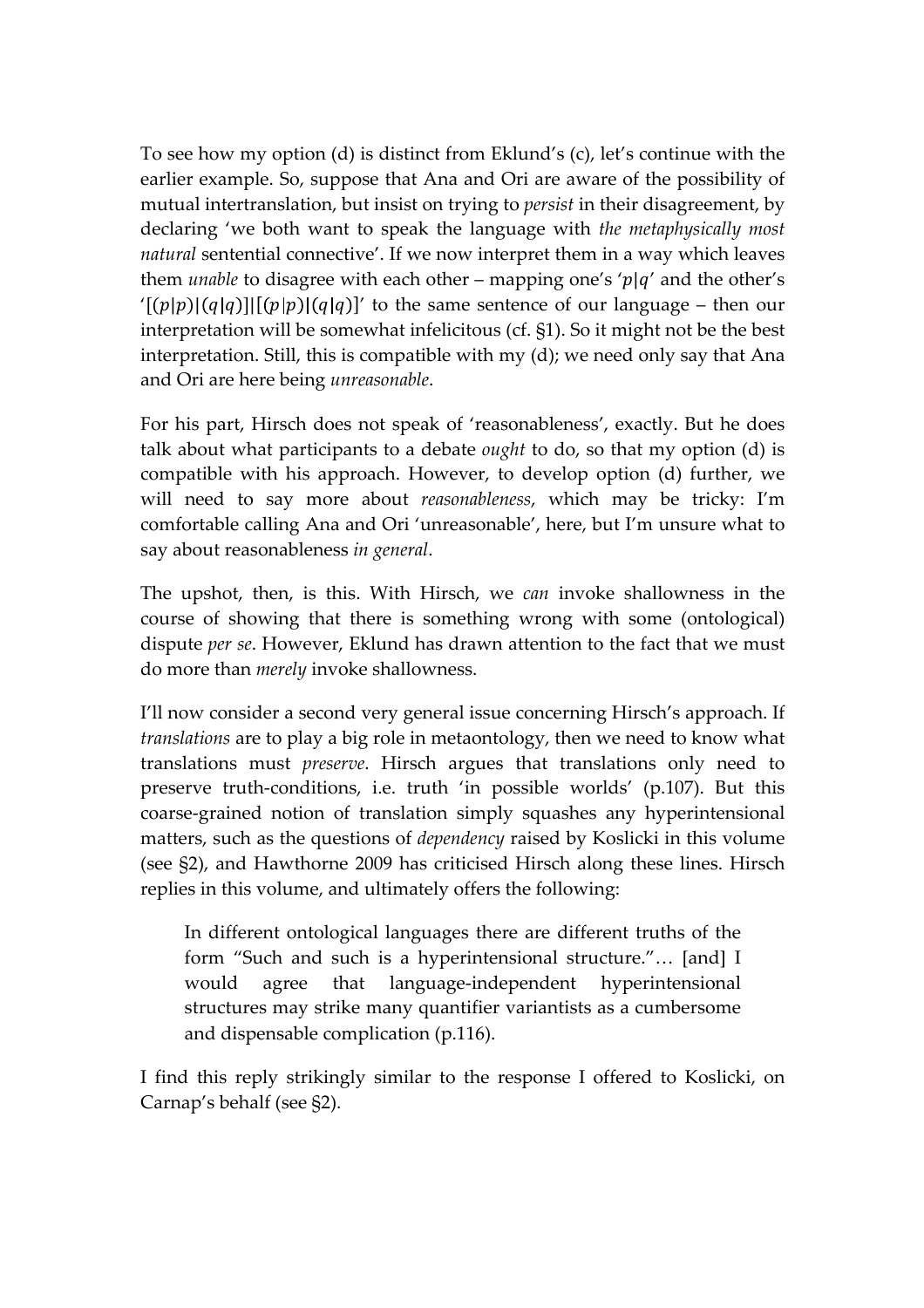To see how my option (d) is distinct from Eklund's (c), let's continue with the earlier example. So, suppose that Ana and Ori are aware of the possibility of mutual intertranslation, but insist on trying to *persist* in their disagreement, by declaring 'we both want to speak the language with *the metaphysically most natural* sentential connective'. If we now interpret them in a way which leaves them *unable* to disagree with each other – mapping one's '$p|q$' and the other's '$[(p|p)|(q|q)]|[(p|p)|(q|q)]$' to the same sentence of our language – then our interpretation will be somewhat infelicitous (cf. §1). So it might not be the best interpretation. Still, this is compatible with my (d); we need only say that Ana and Ori are here being *unreasonable*.

For his part, Hirsch does not speak of 'reasonableness', exactly. But he does talk about what participants to a debate *ought* to do, so that my option (d) is compatible with his approach. However, to develop option (d) further, we will need to say more about *reasonableness*, which may be tricky: I'm comfortable calling Ana and Ori 'unreasonable', here, but I'm unsure what to say about reasonableness *in general*.

The upshot, then, is this. With Hirsch, we *can* invoke shallowness in the course of showing that there is something wrong with some (ontological) dispute *per se*. However, Eklund has drawn attention to the fact that we must do more than *merely* invoke shallowness.

I'll now consider a second very general issue concerning Hirsch's approach. If *translations* are to play a big role in metaontology, then we need to know what translations must *preserve*. Hirsch argues that translations only need to preserve truth-conditions, i.e. truth 'in possible worlds' (p.107). But this coarse-grained notion of translation simply squashes any hyperintensional matters, such as the questions of *dependency* raised by Koslicki in this volume (see §2), and Hawthorne 2009 has criticised Hirsch along these lines. Hirsch replies in this volume, and ultimately offers the following:

> In different ontological languages there are different truths of the form "Such and such is a hyperintensional structure."… [and] I would agree that language-independent hyperintensional structures may strike many quantifier variantists as a cumbersome and dispensable complication (p.116).

I find this reply strikingly similar to the response I offered to Koslicki, on Carnap's behalf (see §2).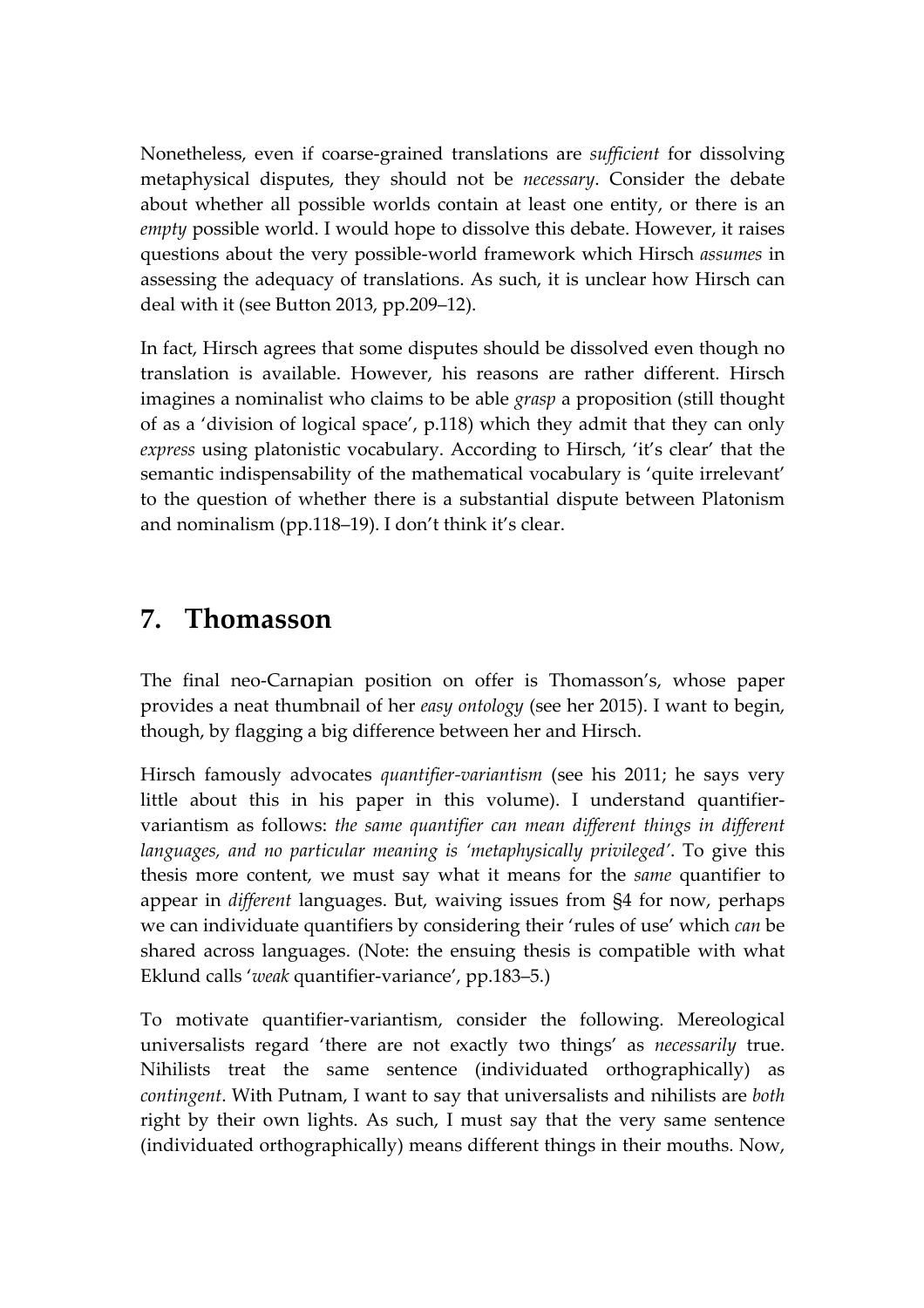Nonetheless, even if coarse-grained translations are *sufficient* for dissolving metaphysical disputes, they should not be *necessary*. Consider the debate about whether all possible worlds contain at least one entity, or there is an *empty* possible world. I would hope to dissolve this debate. However, it raises questions about the very possible-world framework which Hirsch *assumes* in assessing the adequacy of translations. As such, it is unclear how Hirsch can deal with it (see Button 2013, pp.209–12).

In fact, Hirsch agrees that some disputes should be dissolved even though no translation is available. However, his reasons are rather different. Hirsch imagines a nominalist who claims to be able *grasp* a proposition (still thought of as a 'division of logical space', p.118) which they admit that they can only *express* using platonistic vocabulary. According to Hirsch, 'it's clear' that the semantic indispensability of the mathematical vocabulary is 'quite irrelevant' to the question of whether there is a substantial dispute between Platonism and nominalism (pp.118–19). I don't think it's clear.

## 7. Thomasson

The final neo-Carnapian position on offer is Thomasson's, whose paper provides a neat thumbnail of her *easy ontology* (see her 2015). I want to begin, though, by flagging a big difference between her and Hirsch.

Hirsch famously advocates *quantifier-variantism* (see his 2011; he says very little about this in his paper in this volume). I understand quantifier-variantism as follows: *the same quantifier can mean different things in different languages, and no particular meaning is 'metaphysically privileged'*. To give this thesis more content, we must say what it means for the *same* quantifier to appear in *different* languages. But, waiving issues from §4 for now, perhaps we can individuate quantifiers by considering their 'rules of use' which *can* be shared across languages. (Note: the ensuing thesis is compatible with what Eklund calls '*weak* quantifier-variance', pp.183–5.)

To motivate quantifier-variantism, consider the following. Mereological universalists regard 'there are not exactly two things' as *necessarily* true. Nihilists treat the same sentence (individuated orthographically) as *contingent*. With Putnam, I want to say that universalists and nihilists are *both* right by their own lights. As such, I must say that the very same sentence (individuated orthographically) means different things in their mouths. Now,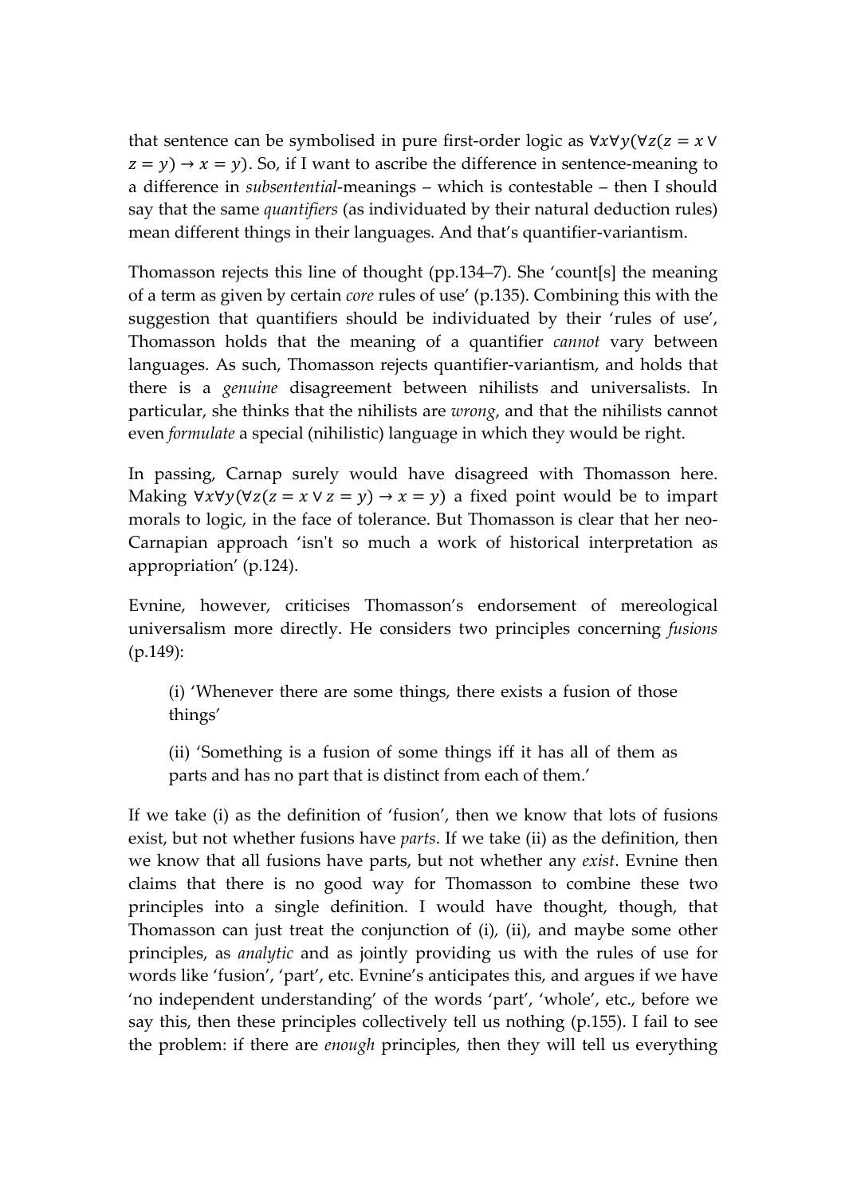that sentence can be symbolised in pure first-order logic as $\forall x \forall y(\forall z(z = x \vee z = y) \rightarrow x = y)$. So, if I want to ascribe the difference in sentence-meaning to a difference in *subsentential*-meanings – which is contestable – then I should say that the same *quantifiers* (as individuated by their natural deduction rules) mean different things in their languages. And that's quantifier-variantism.

Thomasson rejects this line of thought (pp.134–7). She 'count[s] the meaning of a term as given by certain *core* rules of use' (p.135). Combining this with the suggestion that quantifiers should be individuated by their 'rules of use', Thomasson holds that the meaning of a quantifier *cannot* vary between languages. As such, Thomasson rejects quantifier-variantism, and holds that there is a *genuine* disagreement between nihilists and universalists. In particular, she thinks that the nihilists are *wrong*, and that the nihilists cannot even *formulate* a special (nihilistic) language in which they would be right.

In passing, Carnap surely would have disagreed with Thomasson here. Making $\forall x \forall y(\forall z(z = x \vee z = y) \rightarrow x = y)$ a fixed point would be to impart morals to logic, in the face of tolerance. But Thomasson is clear that her neo-Carnapian approach 'isn't so much a work of historical interpretation as appropriation' (p.124).

Evnine, however, criticises Thomasson's endorsement of mereological universalism more directly. He considers two principles concerning *fusions* (p.149):

> (i) 'Whenever there are some things, there exists a fusion of those things'
>
> (ii) 'Something is a fusion of some things iff it has all of them as parts and has no part that is distinct from each of them.'

If we take (i) as the definition of 'fusion', then we know that lots of fusions exist, but not whether fusions have *parts*. If we take (ii) as the definition, then we know that all fusions have parts, but not whether any *exist*. Evnine then claims that there is no good way for Thomasson to combine these two principles into a single definition. I would have thought, though, that Thomasson can just treat the conjunction of (i), (ii), and maybe some other principles, as *analytic* and as jointly providing us with the rules of use for words like 'fusion', 'part', etc. Evnine's anticipates this, and argues if we have 'no independent understanding' of the words 'part', 'whole', etc., before we say this, then these principles collectively tell us nothing (p.155). I fail to see the problem: if there are *enough* principles, then they will tell us everything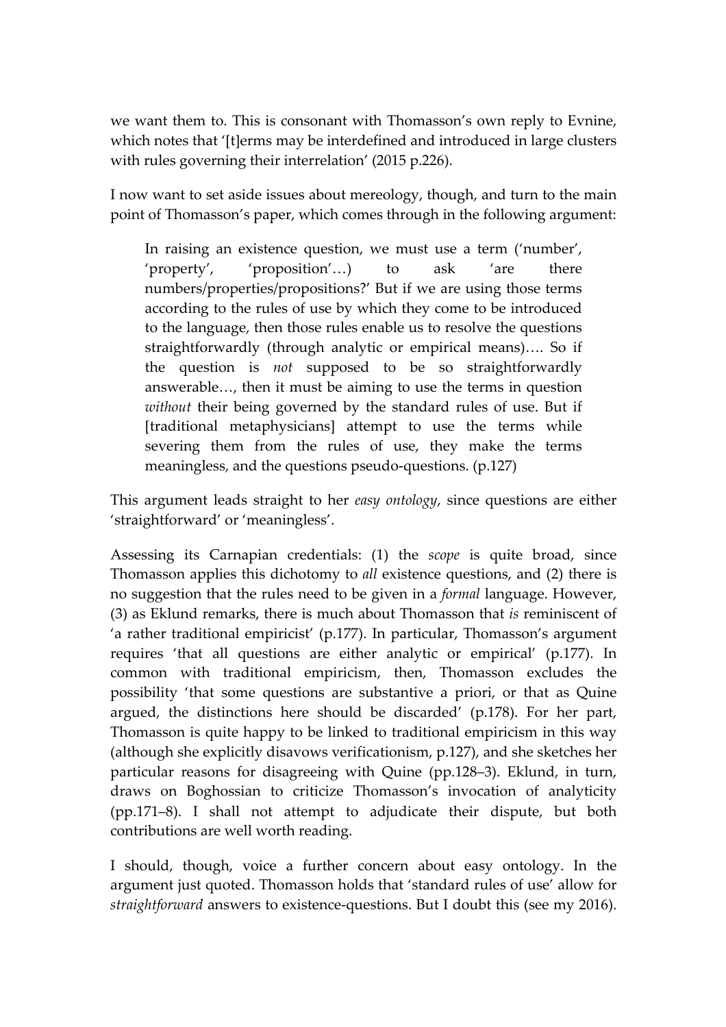we want them to. This is consonant with Thomasson's own reply to Evnine, which notes that '[t]erms may be interdefined and introduced in large clusters with rules governing their interrelation' (2015 p.226).

I now want to set aside issues about mereology, though, and turn to the main point of Thomasson's paper, which comes through in the following argument:

> In raising an existence question, we must use a term ('number', 'property', 'proposition'…) to ask 'are there numbers/properties/propositions?' But if we are using those terms according to the rules of use by which they come to be introduced to the language, then those rules enable us to resolve the questions straightforwardly (through analytic or empirical means)…. So if the question is *not* supposed to be so straightforwardly answerable…, then it must be aiming to use the terms in question *without* their being governed by the standard rules of use. But if [traditional metaphysicians] attempt to use the terms while severing them from the rules of use, they make the terms meaningless, and the questions pseudo-questions. (p.127)

This argument leads straight to her *easy ontology*, since questions are either 'straightforward' or 'meaningless'.

Assessing its Carnapian credentials: (1) the *scope* is quite broad, since Thomasson applies this dichotomy to *all* existence questions, and (2) there is no suggestion that the rules need to be given in a *formal* language. However, (3) as Eklund remarks, there is much about Thomasson that *is* reminiscent of 'a rather traditional empiricist' (p.177). In particular, Thomasson's argument requires 'that all questions are either analytic or empirical' (p.177). In common with traditional empiricism, then, Thomasson excludes the possibility 'that some questions are substantive a priori, or that as Quine argued, the distinctions here should be discarded' (p.178). For her part, Thomasson is quite happy to be linked to traditional empiricism in this way (although she explicitly disavows verificationism, p.127), and she sketches her particular reasons for disagreeing with Quine (pp.128–3). Eklund, in turn, draws on Boghossian to criticize Thomasson's invocation of analyticity (pp.171–8). I shall not attempt to adjudicate their dispute, but both contributions are well worth reading.

I should, though, voice a further concern about easy ontology. In the argument just quoted. Thomasson holds that 'standard rules of use' allow for *straightforward* answers to existence-questions. But I doubt this (see my 2016).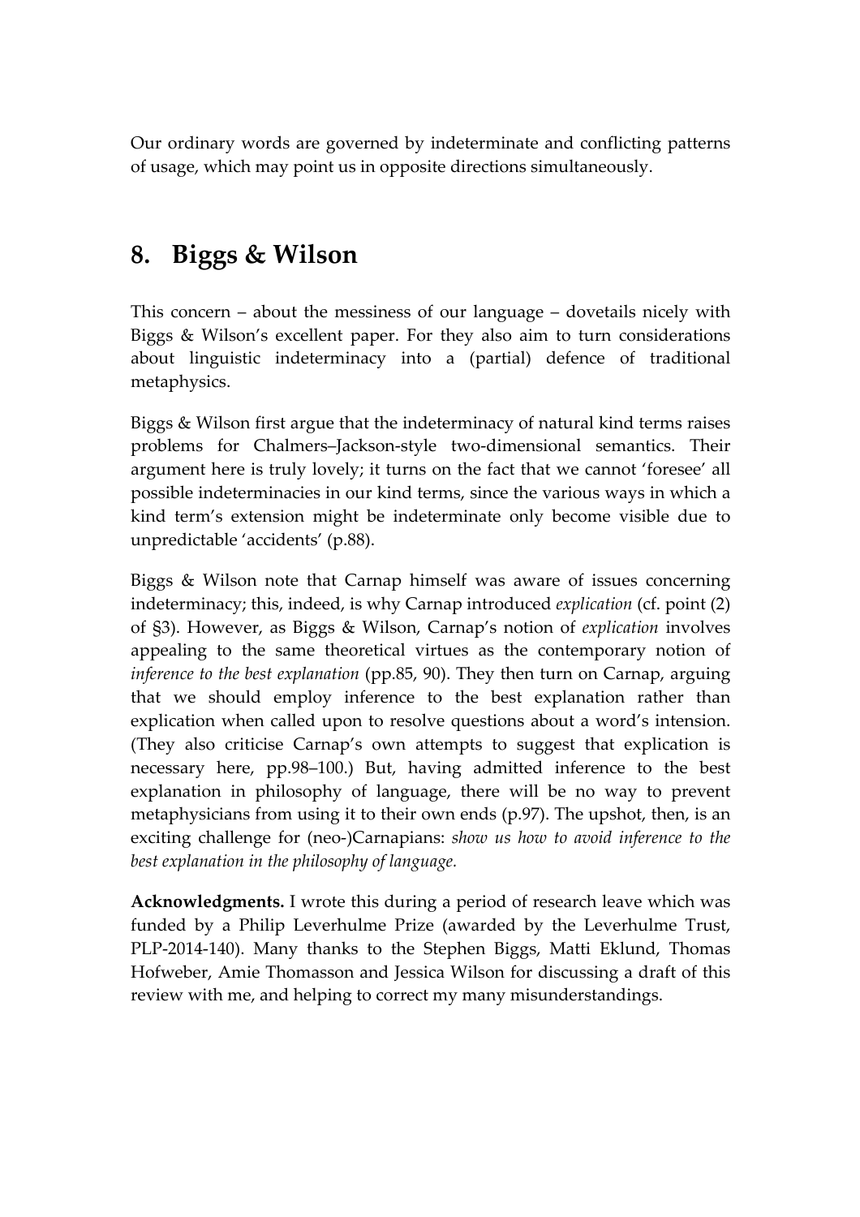Our ordinary words are governed by indeterminate and conflicting patterns of usage, which may point us in opposite directions simultaneously.

## 8. Biggs & Wilson

This concern – about the messiness of our language – dovetails nicely with Biggs & Wilson's excellent paper. For they also aim to turn considerations about linguistic indeterminacy into a (partial) defence of traditional metaphysics.

Biggs & Wilson first argue that the indeterminacy of natural kind terms raises problems for Chalmers–Jackson-style two-dimensional semantics. Their argument here is truly lovely; it turns on the fact that we cannot 'foresee' all possible indeterminacies in our kind terms, since the various ways in which a kind term's extension might be indeterminate only become visible due to unpredictable 'accidents' (p.88).

Biggs & Wilson note that Carnap himself was aware of issues concerning indeterminacy; this, indeed, is why Carnap introduced *explication* (cf. point (2) of §3). However, as Biggs & Wilson, Carnap's notion of *explication* involves appealing to the same theoretical virtues as the contemporary notion of *inference to the best explanation* (pp.85, 90). They then turn on Carnap, arguing that we should employ inference to the best explanation rather than explication when called upon to resolve questions about a word's intension. (They also criticise Carnap's own attempts to suggest that explication is necessary here, pp.98–100.) But, having admitted inference to the best explanation in philosophy of language, there will be no way to prevent metaphysicians from using it to their own ends (p.97). The upshot, then, is an exciting challenge for (neo-)Carnapians: *show us how to avoid inference to the best explanation in the philosophy of language.*

**Acknowledgments.** I wrote this during a period of research leave which was funded by a Philip Leverhulme Prize (awarded by the Leverhulme Trust, PLP-2014-140). Many thanks to the Stephen Biggs, Matti Eklund, Thomas Hofweber, Amie Thomasson and Jessica Wilson for discussing a draft of this review with me, and helping to correct my many misunderstandings.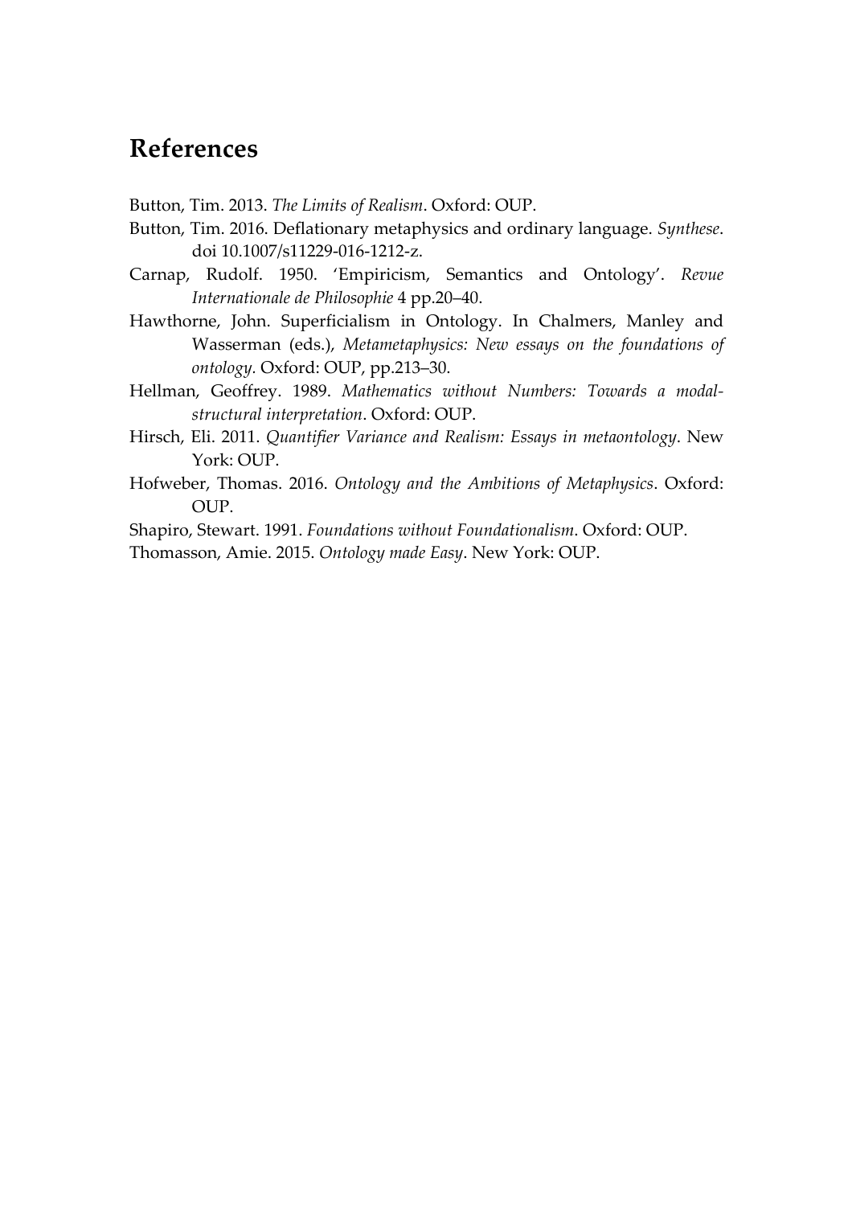## References

Button, Tim. 2013. *The Limits of Realism*. Oxford: OUP.

Button, Tim. 2016. Deflationary metaphysics and ordinary language. *Synthese*. doi 10.1007/s11229-016-1212-z.

Carnap, Rudolf. 1950. 'Empiricism, Semantics and Ontology'. *Revue Internationale de Philosophie* 4 pp.20–40.

Hawthorne, John. Superficialism in Ontology. In Chalmers, Manley and Wasserman (eds.), *Metametaphysics: New essays on the foundations of ontology.* Oxford: OUP, pp.213–30.

Hellman, Geoffrey. 1989. *Mathematics without Numbers: Towards a modal-structural interpretation*. Oxford: OUP.

Hirsch, Eli. 2011. *Quantifier Variance and Realism: Essays in metaontology*. New York: OUP.

Hofweber, Thomas. 2016. *Ontology and the Ambitions of Metaphysics*. Oxford: OUP.

Shapiro, Stewart. 1991. *Foundations without Foundationalism*. Oxford: OUP.

Thomasson, Amie. 2015. *Ontology made Easy*. New York: OUP.